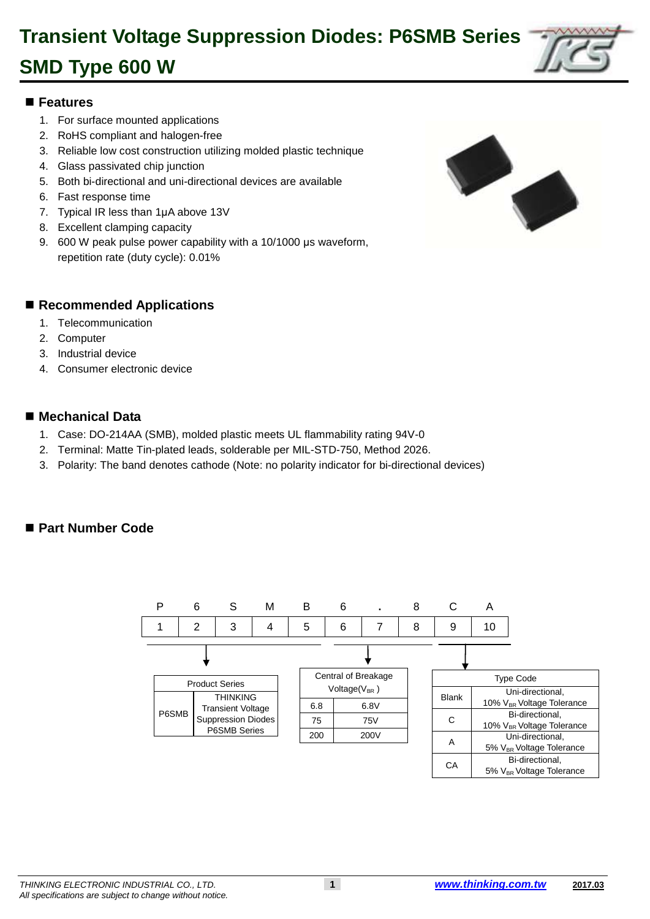# Transient Voltage Suppression Diodes: P6SMB Series SMD Type 600 W

## Features

1. For surface mounted applications
2. RoHS compliant and halogen-free
3. Reliable low cost construction utilizing molded plastic technique
4. Glass passivated chip junction
5. Both bi-directional and uni-directional devices are available
6. Fast response time
7. Typical IR less than 1μA above 13V
8. Excellent clamping capacity
9. 600 W peak pulse power capability with a 10/1000 μs waveform, repetition rate (duty cycle): 0.01%

## Recommended Applications

1. Telecommunication
2. Computer
3. Industrial device
4. Consumer electronic device

## Mechanical Data

1. Case: DO-214AA (SMB), molded plastic meets UL flammability rating 94V-0
2. Terminal: Matte Tin-plated leads, solderable per MIL-STD-750, Method 2026.
3. Polarity: The band denotes cathode (Note: no polarity indicator for bi-directional devices)

## Part Number Code

| P | 6 | S | M | B | 6 | . | 8 | C | A |
|---|---|---|---|---|---|---|---|---|---|
| 1 | 2 | 3 | 4 | 5 | 6 | 7 | 8 | 9 | 10 |

| Product Series | |
|---|---|
| P6SMB | THINKING Transient Voltage Suppression Diodes P6SMB Series |

| Central of Breakage Voltage($V_{BR}$) | |
|---|---|
| 6.8 | 6.8V |
| 75 | 75V |
| 200 | 200V |

| Type Code | |
|---|---|
| Blank | Uni-directional, 10% $V_{BR}$ Voltage Tolerance |
| C | Bi-directional, 10% $V_{BR}$ Voltage Tolerance |
| A | Uni-directional, 5% $V_{BR}$ Voltage Tolerance |
| CA | Bi-directional, 5% $V_{BR}$ Voltage Tolerance |

*THINKING ELECTRONIC INDUSTRIAL CO., LTD.*
*All specifications are subject to change without notice.*

www.thinking.com.tw 2017.03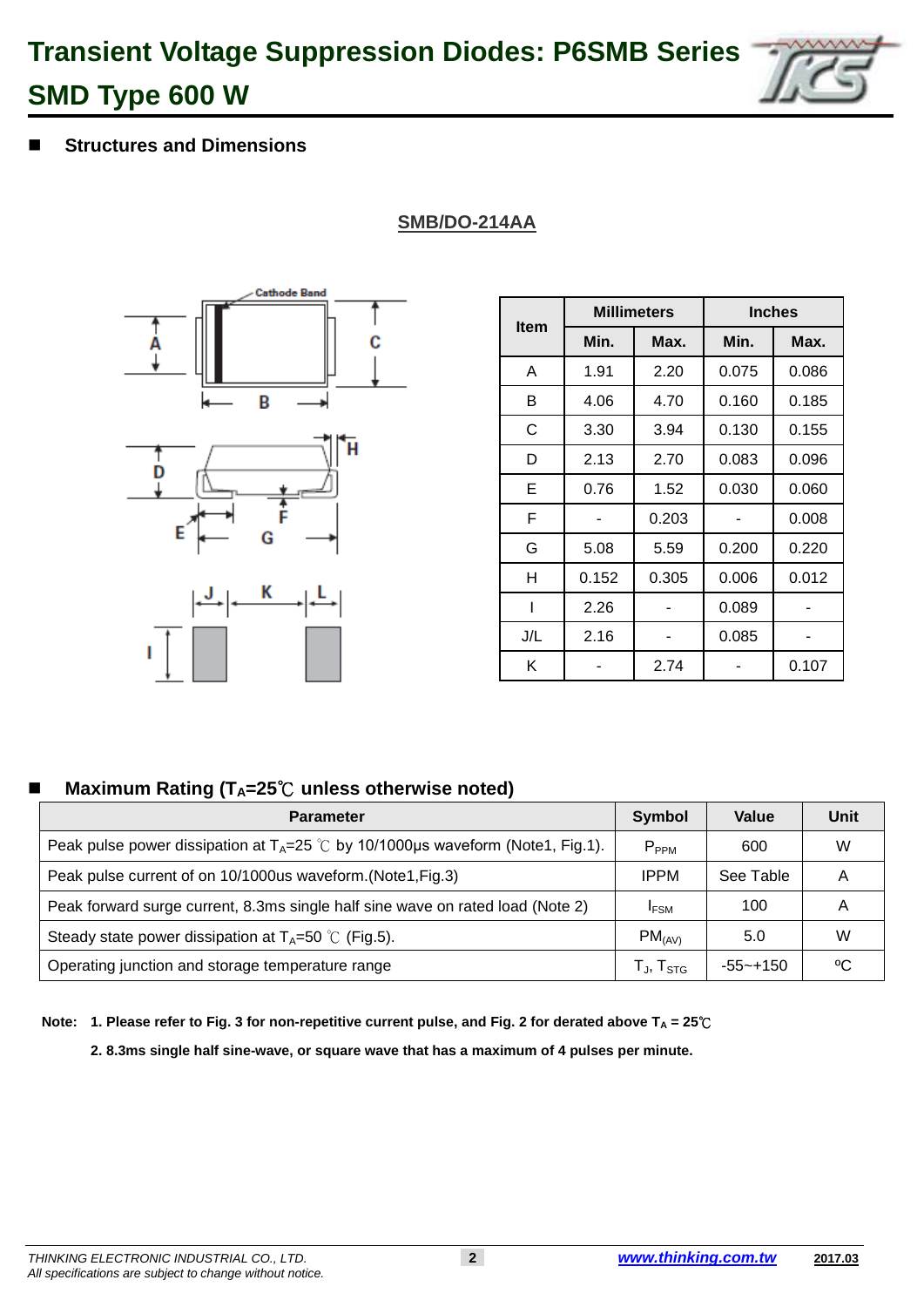# Transient Voltage Suppression Diodes: P6SMB Series SMD Type 600 W

## Structures and Dimensions

**SMB/DO-214AA**

| Item | Millimeters | | Inches | |
|---|---|---|---|---|
| | Min. | Max. | Min. | Max. |
| A | 1.91 | 2.20 | 0.075 | 0.086 |
| B | 4.06 | 4.70 | 0.160 | 0.185 |
| C | 3.30 | 3.94 | 0.130 | 0.155 |
| D | 2.13 | 2.70 | 0.083 | 0.096 |
| E | 0.76 | 1.52 | 0.030 | 0.060 |
| F | - | 0.203 | - | 0.008 |
| G | 5.08 | 5.59 | 0.200 | 0.220 |
| H | 0.152 | 0.305 | 0.006 | 0.012 |
| I | 2.26 | - | 0.089 | - |
| J/L | 2.16 | - | 0.085 | - |
| K | - | 2.74 | - | 0.107 |

## Maximum Rating ($T_A$=25℃ unless otherwise noted)

| Parameter | Symbol | Value | Unit |
|---|---|---|---|
| Peak pulse power dissipation at $T_A$=25 ℃ by 10/1000μs waveform (Note1, Fig.1). | $P_{PPM}$ | 600 | W |
| Peak pulse current of on 10/1000us waveform.(Note1,Fig.3) | IPPM | See Table | A |
| Peak forward surge current, 8.3ms single half sine wave on rated load (Note 2) | $I_{FSM}$ | 100 | A |
| Steady state power dissipation at $T_A$=50 ℃ (Fig.5). | $PM_{(AV)}$ | 5.0 | W |
| Operating junction and storage temperature range | $T_J$, $T_{STG}$ | -55~+150 | ºC |

**Note: 1. Please refer to Fig. 3 for non-repetitive current pulse, and Fig. 2 for derated above $T_A$ = 25℃**

**2. 8.3ms single half sine-wave, or square wave that has a maximum of 4 pulses per minute.**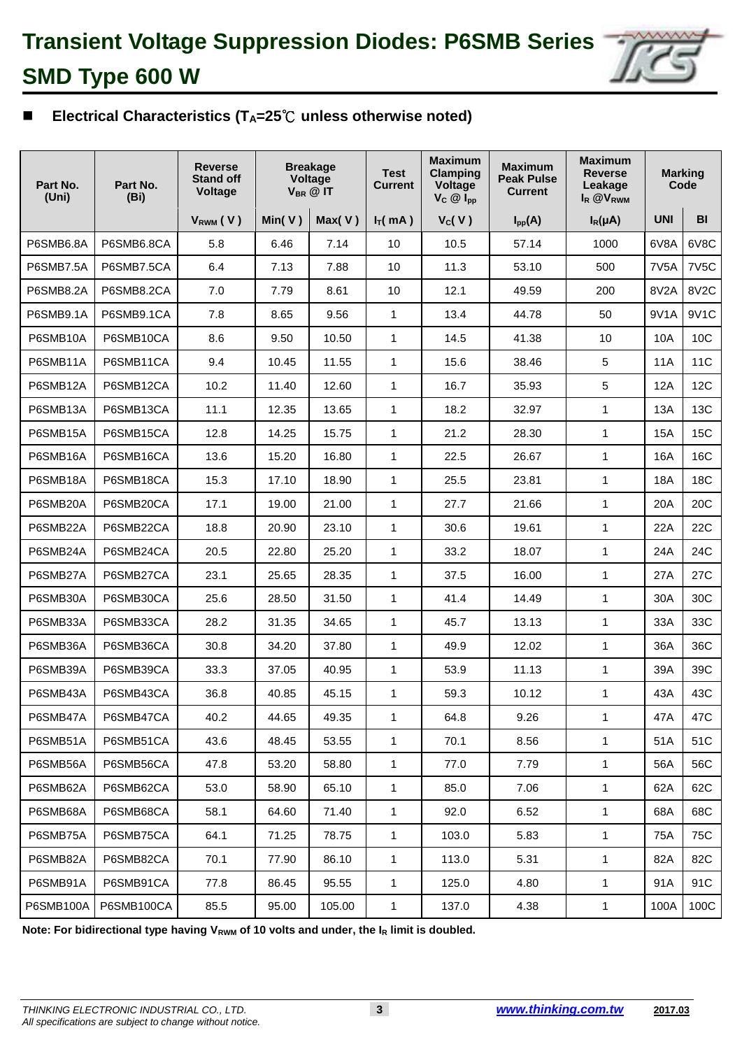# Transient Voltage Suppression Diodes: P6SMB Series

## SMD Type 600 W

### ■ Electrical Characteristics ($T_A$=25℃ unless noted otherwise)

| Part No. (Uni) | Part No. (Bi) | Reverse Stand off Voltage | Breakage Voltage $V_{BR}$ @ IT | | Test Current | Maximum Clamping Voltage $V_C$ @ $I_{pp}$ | Maximum Peak Pulse Current | Maximum Reverse Leakage $I_R$ @$V_{RWM}$ | Marking Code | |
|---|---|---|---|---|---|---|---|---|---|---|
| | | $V_{RWM}$ ( V ) | Min( V ) | Max( V ) | $I_T$( mA ) | $V_C$( V ) | $I_{pp}$(A) | $I_R$(μA) | UNI | BI |
| P6SMB6.8A | P6SMB6.8CA | 5.8 | 6.46 | 7.14 | 10 | 10.5 | 57.14 | 1000 | 6V8A | 6V8C |
| P6SMB7.5A | P6SMB7.5CA | 6.4 | 7.13 | 7.88 | 10 | 11.3 | 53.10 | 500 | 7V5A | 7V5C |
| P6SMB8.2A | P6SMB8.2CA | 7.0 | 7.79 | 8.61 | 10 | 12.1 | 49.59 | 200 | 8V2A | 8V2C |
| P6SMB9.1A | P6SMB9.1CA | 7.8 | 8.65 | 9.56 | 1 | 13.4 | 44.78 | 50 | 9V1A | 9V1C |
| P6SMB10A | P6SMB10CA | 8.6 | 9.50 | 10.50 | 1 | 14.5 | 41.38 | 10 | 10A | 10C |
| P6SMB11A | P6SMB11CA | 9.4 | 10.45 | 11.55 | 1 | 15.6 | 38.46 | 5 | 11A | 11C |
| P6SMB12A | P6SMB12CA | 10.2 | 11.40 | 12.60 | 1 | 16.7 | 35.93 | 5 | 12A | 12C |
| P6SMB13A | P6SMB13CA | 11.1 | 12.35 | 13.65 | 1 | 18.2 | 32.97 | 1 | 13A | 13C |
| P6SMB15A | P6SMB15CA | 12.8 | 14.25 | 15.75 | 1 | 21.2 | 28.30 | 1 | 15A | 15C |
| P6SMB16A | P6SMB16CA | 13.6 | 15.20 | 16.80 | 1 | 22.5 | 26.67 | 1 | 16A | 16C |
| P6SMB18A | P6SMB18CA | 15.3 | 17.10 | 18.90 | 1 | 25.5 | 23.81 | 1 | 18A | 18C |
| P6SMB20A | P6SMB20CA | 17.1 | 19.00 | 21.00 | 1 | 27.7 | 21.66 | 1 | 20A | 20C |
| P6SMB22A | P6SMB22CA | 18.8 | 20.90 | 23.10 | 1 | 30.6 | 19.61 | 1 | 22A | 22C |
| P6SMB24A | P6SMB24CA | 20.5 | 22.80 | 25.20 | 1 | 33.2 | 18.07 | 1 | 24A | 24C |
| P6SMB27A | P6SMB27CA | 23.1 | 25.65 | 28.35 | 1 | 37.5 | 16.00 | 1 | 27A | 27C |
| P6SMB30A | P6SMB30CA | 25.6 | 28.50 | 31.50 | 1 | 41.4 | 14.49 | 1 | 30A | 30C |
| P6SMB33A | P6SMB33CA | 28.2 | 31.35 | 34.65 | 1 | 45.7 | 13.13 | 1 | 33A | 33C |
| P6SMB36A | P6SMB36CA | 30.8 | 34.20 | 37.80 | 1 | 49.9 | 12.02 | 1 | 36A | 36C |
| P6SMB39A | P6SMB39CA | 33.3 | 37.05 | 40.95 | 1 | 53.9 | 11.13 | 1 | 39A | 39C |
| P6SMB43A | P6SMB43CA | 36.8 | 40.85 | 45.15 | 1 | 59.3 | 10.12 | 1 | 43A | 43C |
| P6SMB47A | P6SMB47CA | 40.2 | 44.65 | 49.35 | 1 | 64.8 | 9.26 | 1 | 47A | 47C |
| P6SMB51A | P6SMB51CA | 43.6 | 48.45 | 53.55 | 1 | 70.1 | 8.56 | 1 | 51A | 51C |
| P6SMB56A | P6SMB56CA | 47.8 | 53.20 | 58.80 | 1 | 77.0 | 7.79 | 1 | 56A | 56C |
| P6SMB62A | P6SMB62CA | 53.0 | 58.90 | 65.10 | 1 | 85.0 | 7.06 | 1 | 62A | 62C |
| P6SMB68A | P6SMB68CA | 58.1 | 64.60 | 71.40 | 1 | 92.0 | 6.52 | 1 | 68A | 68C |
| P6SMB75A | P6SMB75CA | 64.1 | 71.25 | 78.75 | 1 | 103.0 | 5.83 | 1 | 75A | 75C |
| P6SMB82A | P6SMB82CA | 70.1 | 77.90 | 86.10 | 1 | 113.0 | 5.31 | 1 | 82A | 82C |
| P6SMB91A | P6SMB91CA | 77.8 | 86.45 | 95.55 | 1 | 125.0 | 4.80 | 1 | 91A | 91C |
| P6SMB100A | P6SMB100CA | 85.5 | 95.00 | 105.00 | 1 | 137.0 | 4.38 | 1 | 100A | 100C |

**Note: For bidirectional type having $V_{RWM}$ of 10 volts and under, the $I_R$ limit is doubled.**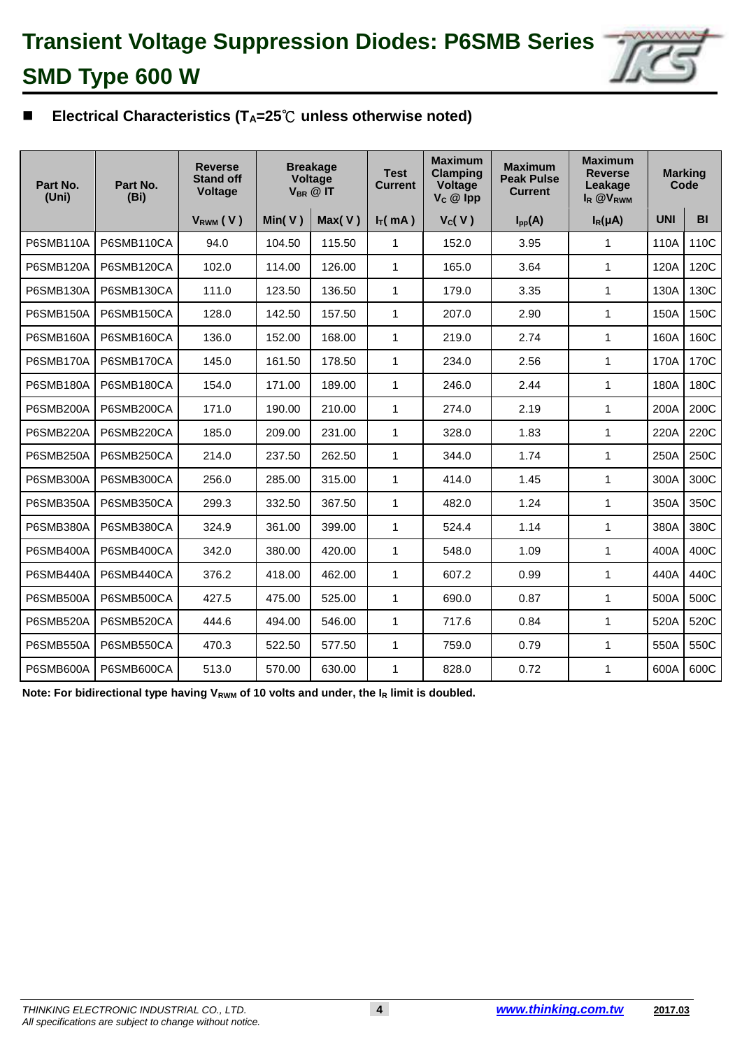# Transient Voltage Suppression Diodes: P6SMB Series
## SMD Type 600 W

### ■ Electrical Characteristics ($T_A$=25℃ unless otherwise noted)

| Part No. (Uni) | Part No. (Bi) | Reverse Stand off Voltage | Breakage Voltage $V_{BR}$ @ IT | | Test Current | Maximum Clamping Voltage $V_C$ @ Ipp | Maximum Peak Pulse Current | Maximum Reverse Leakage $I_R$ @$V_{RWM}$ | Marking Code | |
|---|---|---|---|---|---|---|---|---|---|---|
| | | $V_{RWM}$ ( V ) | Min( V ) | Max( V ) | $I_T$( mA ) | $V_C$( V ) | $I_{pp}$(A) | $I_R$(μA) | UNI | BI |
| P6SMB110A | P6SMB110CA | 94.0 | 104.50 | 115.50 | 1 | 152.0 | 3.95 | 1 | 110A | 110C |
| P6SMB120A | P6SMB120CA | 102.0 | 114.00 | 126.00 | 1 | 165.0 | 3.64 | 1 | 120A | 120C |
| P6SMB130A | P6SMB130CA | 111.0 | 123.50 | 136.50 | 1 | 179.0 | 3.35 | 1 | 130A | 130C |
| P6SMB150A | P6SMB150CA | 128.0 | 142.50 | 157.50 | 1 | 207.0 | 2.90 | 1 | 150A | 150C |
| P6SMB160A | P6SMB160CA | 136.0 | 152.00 | 168.00 | 1 | 219.0 | 2.74 | 1 | 160A | 160C |
| P6SMB170A | P6SMB170CA | 145.0 | 161.50 | 178.50 | 1 | 234.0 | 2.56 | 1 | 170A | 170C |
| P6SMB180A | P6SMB180CA | 154.0 | 171.00 | 189.00 | 1 | 246.0 | 2.44 | 1 | 180A | 180C |
| P6SMB200A | P6SMB200CA | 171.0 | 190.00 | 210.00 | 1 | 274.0 | 2.19 | 1 | 200A | 200C |
| P6SMB220A | P6SMB220CA | 185.0 | 209.00 | 231.00 | 1 | 328.0 | 1.83 | 1 | 220A | 220C |
| P6SMB250A | P6SMB250CA | 214.0 | 237.50 | 262.50 | 1 | 344.0 | 1.74 | 1 | 250A | 250C |
| P6SMB300A | P6SMB300CA | 256.0 | 285.00 | 315.00 | 1 | 414.0 | 1.45 | 1 | 300A | 300C |
| P6SMB350A | P6SMB350CA | 299.3 | 332.50 | 367.50 | 1 | 482.0 | 1.24 | 1 | 350A | 350C |
| P6SMB380A | P6SMB380CA | 324.9 | 361.00 | 399.00 | 1 | 524.4 | 1.14 | 1 | 380A | 380C |
| P6SMB400A | P6SMB400CA | 342.0 | 380.00 | 420.00 | 1 | 548.0 | 1.09 | 1 | 400A | 400C |
| P6SMB440A | P6SMB440CA | 376.2 | 418.00 | 462.00 | 1 | 607.2 | 0.99 | 1 | 440A | 440C |
| P6SMB500A | P6SMB500CA | 427.5 | 475.00 | 525.00 | 1 | 690.0 | 0.87 | 1 | 500A | 500C |
| P6SMB520A | P6SMB520CA | 444.6 | 494.00 | 546.00 | 1 | 717.6 | 0.84 | 1 | 520A | 520C |
| P6SMB550A | P6SMB550CA | 470.3 | 522.50 | 577.50 | 1 | 759.0 | 0.79 | 1 | 550A | 550C |
| P6SMB600A | P6SMB600CA | 513.0 | 570.00 | 630.00 | 1 | 828.0 | 0.72 | 1 | 600A | 600C |

**Note: For bidirectional type having $V_{RWM}$ of 10 volts and under, the $I_R$ limit is doubled.**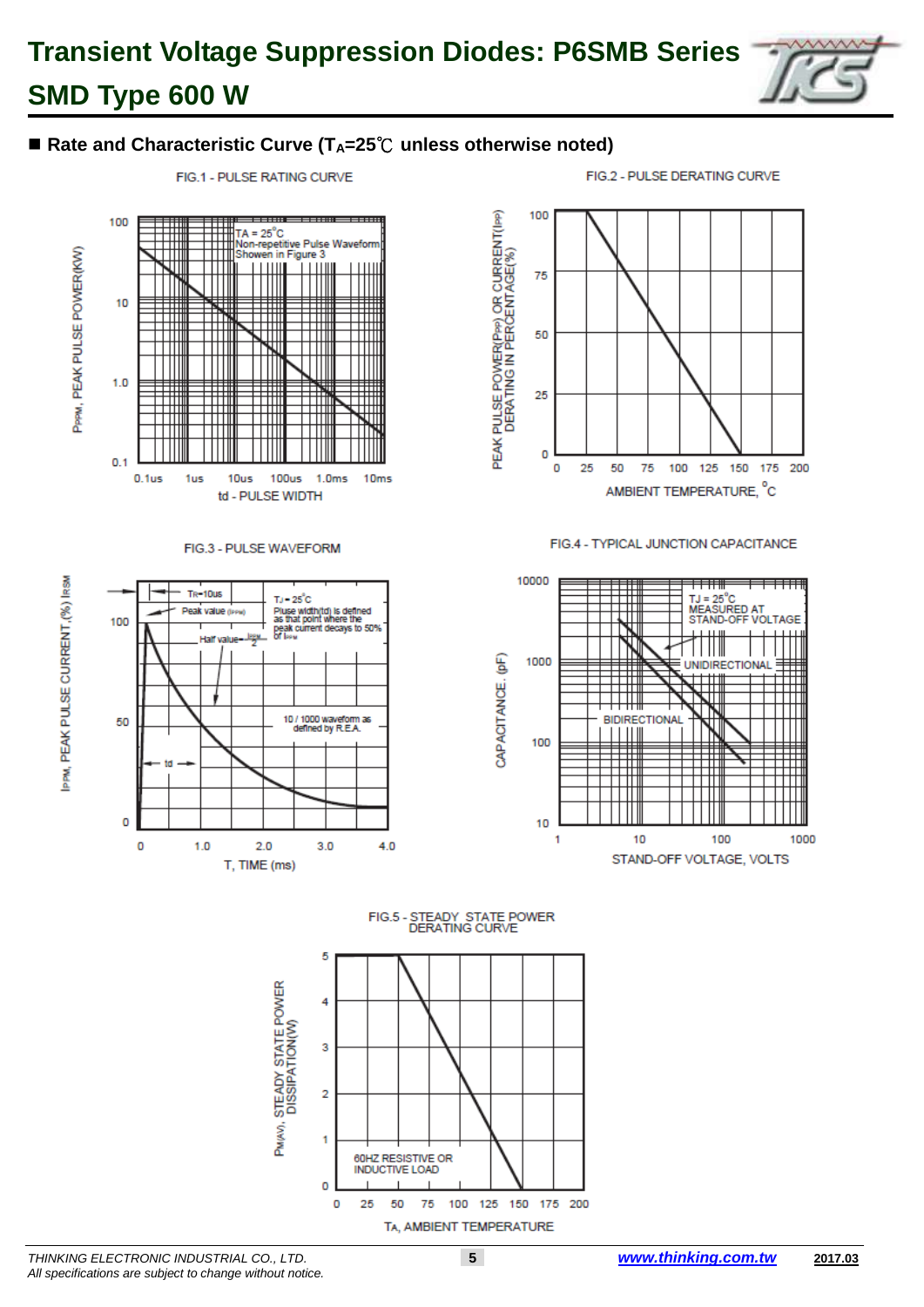## ■ Rate and Characteristic Curve ($T_A$=25℃ unless otherwise noted)

FIG.1 - PULSE RATING CURVE

$P_{PPM}$, PEAK PULSE POWER(KW)

TA = 25°C
Non-repetitive Pulse Waveform
Shown in Figure 3

td - PULSE WIDTH

FIG.2 - PULSE DERATING CURVE

PEAK PULSE POWER($P_{PP}$) OR CURRENT($I_{PP}$) DERATING IN PERCENTAGE(%)

AMBIENT TEMPERATURE, °C

FIG.3 - PULSE WAVEFORM

$I_{PPM}$, PEAK PULSE CURRENT,(%) $I_{RSM}$

TR=10us
Peak value ($I_{PPM}$)
Half value = $\frac{I_{PPM}}{2}$
TJ = 25°C
Pluse width(td) is defined as that point where the peak current decays to 50% of $I_{PPM}$
10 / 1000 waveform as defined by R.E.A.
td

T, TIME (ms)

FIG.4 - TYPICAL JUNCTION CAPACITANCE

CAPACITANCE, (pF)

TJ = 25°C
MEASURED AT STAND-OFF VOLTAGE
UNIDIRECTIONAL
BIDIRECTIONAL

STAND-OFF VOLTAGE, VOLTS

FIG.5 - STEADY STATE POWER DERATING CURVE

$P_{M(AV)}$, STEADY STATE POWER DISSIPATION(W)

60HZ RESISTIVE OR INDUCTIVE LOAD

$T_A$, AMBIENT TEMPERATURE

*THINKING ELECTRONIC INDUSTRIAL CO., LTD.*
*All specifications are subject to change without notice.*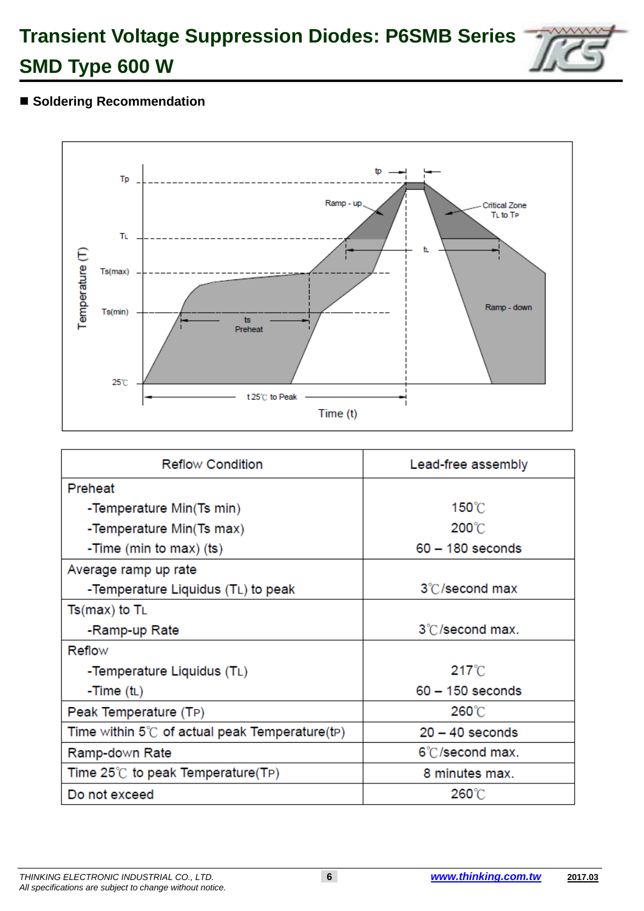# Transient Voltage Suppression Diodes: P6SMB Series SMD Type 600 W

## ■ Soldering Recommendation

| Reflow Condition | Lead-free assembly |
|---|---|
| Preheat<br>-Temperature Min(Ts min)<br>-Temperature Min(Ts max)<br>-Time (min to max) (ts) | <br>150℃<br>200℃<br>60 – 180 seconds |
| Average ramp up rate<br>-Temperature Liquidus ($T_L$) to peak | <br>3℃/second max |
| Ts(max) to $T_L$<br>-Ramp-up Rate | <br>3℃/second max. |
| Reflow<br>-Temperature Liquidus ($T_L$)<br>-Time ($t_L$) | <br>217℃<br>60 – 150 seconds |
| Peak Temperature ($T_P$) | 260℃ |
| Time within 5℃ of actual peak Temperature($t_P$) | 20 – 40 seconds |
| Ramp-down Rate | 6℃/second max. |
| Time 25℃ to peak Temperature($T_P$) | 8 minutes max. |
| Do not exceed | 260℃ |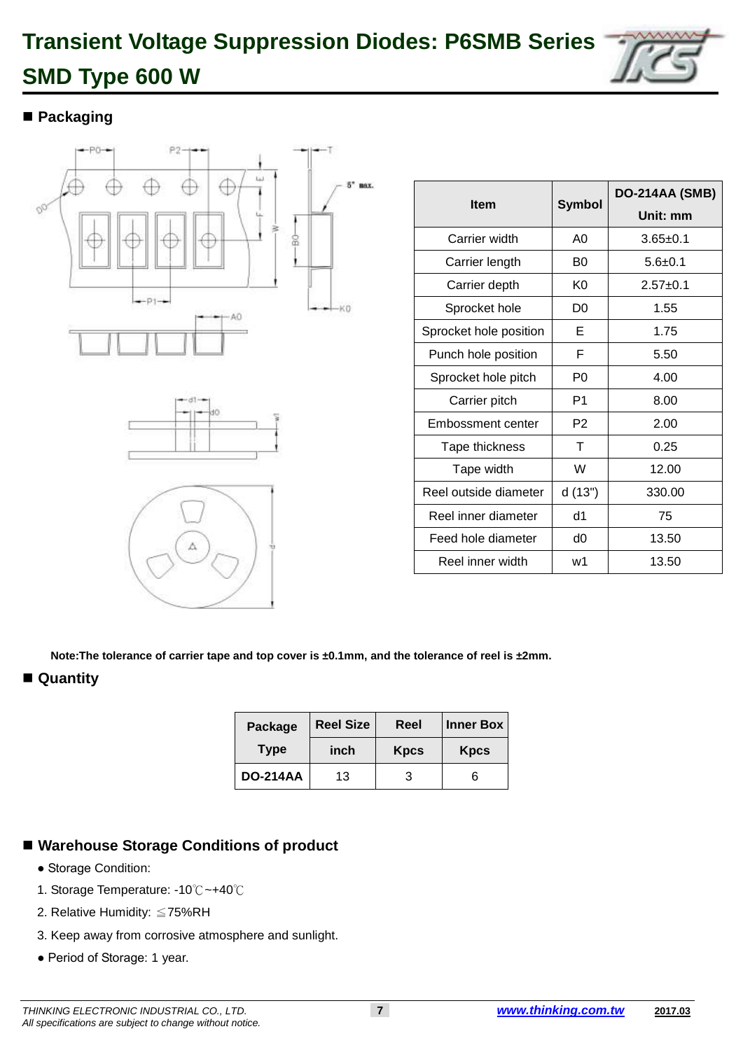# Transient Voltage Suppression Diodes: P6SMB Series SMD Type 600 W

## ■ Packaging

| Item | Symbol | DO-214AA (SMB) Unit: mm |
|---|---|---|
| Carrier width | A0 | 3.65±0.1 |
| Carrier length | B0 | 5.6±0.1 |
| Carrier depth | K0 | 2.57±0.1 |
| Sprocket hole | D0 | 1.55 |
| Sprocket hole position | E | 1.75 |
| Punch hole position | F | 5.50 |
| Sprocket hole pitch | P0 | 4.00 |
| Carrier pitch | P1 | 8.00 |
| Embossment center | P2 | 2.00 |
| Tape thickness | T | 0.25 |
| Tape width | W | 12.00 |
| Reel outside diameter | d (13") | 330.00 |
| Reel inner diameter | d1 | 75 |
| Feed hole diameter | d0 | 13.50 |
| Reel inner width | w1 | 13.50 |

**Note:The tolerance of carrier tape and top cover is ±0.1mm, and the tolerance of reel is ±2mm.**

## ■ Quantity

| Package Type | Reel Size inch | Reel Kpcs | Inner Box Kpcs |
|---|---|---|---|
| **DO-214AA** | 13 | 3 | 6 |

## ■ Warehouse Storage Conditions of product

- Storage Condition:

1. Storage Temperature: -10℃~+40℃
2. Relative Humidity: ≦75%RH
3. Keep away from corrosive atmosphere and sunlight.

- Period of Storage: 1 year.

*THINKING ELECTRONIC INDUSTRIAL CO., LTD.*
*All specifications are subject to change without notice.*

www.thinking.com.tw

2017.03